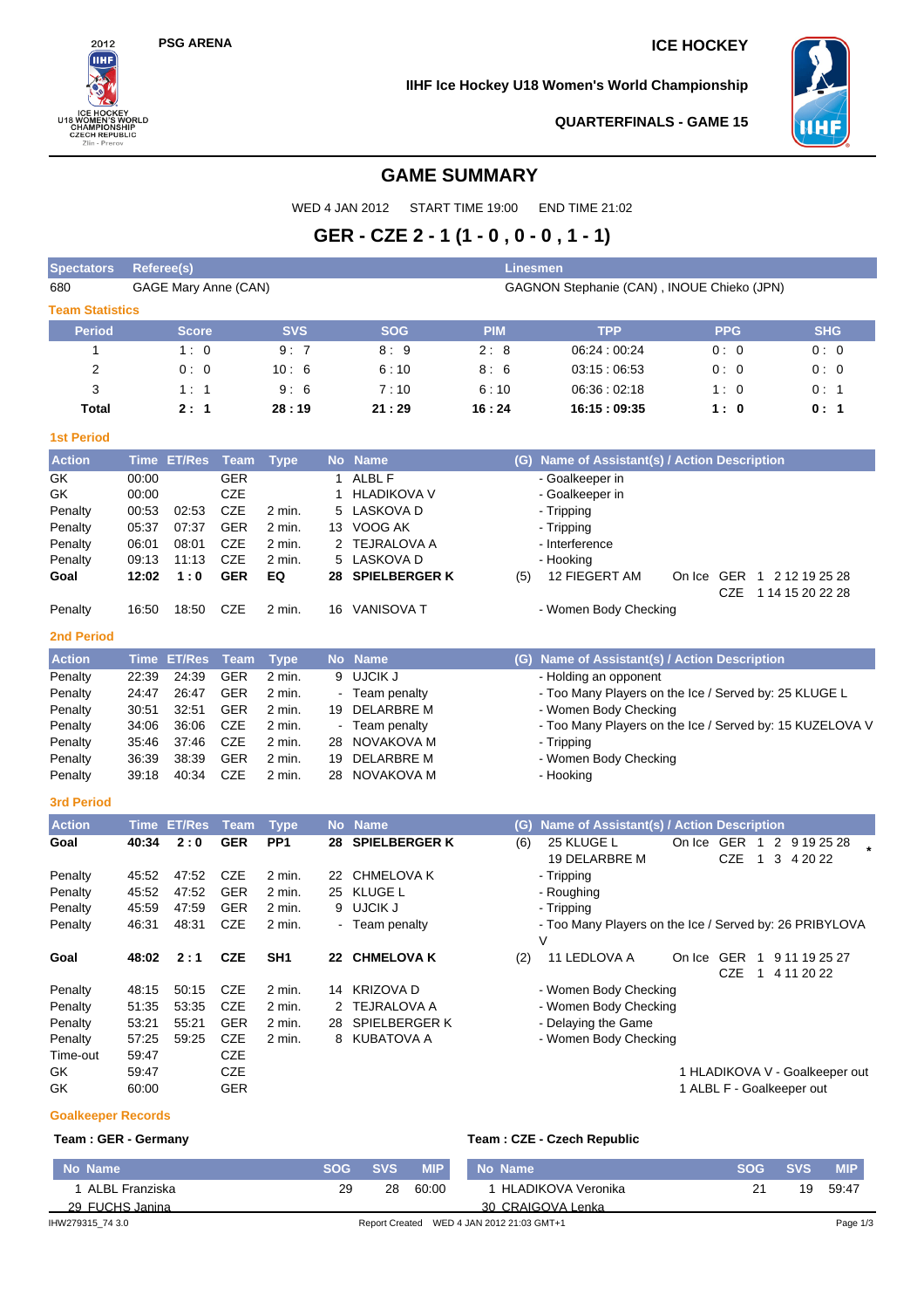PSG ARENA

ICE HOCKEY

IIHF Ice Hockey U18 Women's World Championship

QUARTERFINALS - GAME 15

# GAME SUMMARY

WED 4 JAN 2012 START TIME 19:00 END TIME 21:02

## GER - CZE 2 - 1 (1 - 0 , 0 - 0 , 1 - 1)

| Spectators | Referee(s) | Linesmen |
|---|---|---|
| 680 | GAGE Mary Anne (CAN) | GAGNON Stephanie (CAN) , INOUE Chieko (JPN) |

### Team Statistics

| Period | Score | SVS | SOG | PIM | TPP | PPG | SHG |
|---|---|---|---|---|---|---|---|
| 1 | 1 : 0 | 9 : 7 | 8 : 9 | 2 : 8 | 06:24 : 00:24 | 0 : 0 | 0 : 0 |
| 2 | 0 : 0 | 10 : 6 | 6 : 10 | 8 : 6 | 03:15 : 06:53 | 0 : 0 | 0 : 0 |
| 3 | 1 : 1 | 9 : 6 | 7 : 10 | 6 : 10 | 06:36 : 02:18 | 1 : 0 | 0 : 1 |
| **Total** | **2 : 1** | **28 : 19** | **21 : 29** | **16 : 24** | **16:15 : 09:35** | **1 : 0** | **0 : 1** |

### 1st Period

| Action | Time | ET/Res | Team | Type | No | Name | (G) | Name of Assistant(s) / Action Description |
|---|---|---|---|---|---|---|---|---|
| GK | 00:00 | | GER | | 1 | ALBL F | | - Goalkeeper in |
| GK | 00:00 | | CZE | | 1 | HLADIKOVA V | | - Goalkeeper in |
| Penalty | 00:53 | 02:53 | CZE | 2 min. | 5 | LASKOVA D | | - Tripping |
| Penalty | 05:37 | 07:37 | GER | 2 min. | 13 | VOOG AK | | - Tripping |
| Penalty | 06:01 | 08:01 | CZE | 2 min. | 2 | TEJRALOVA A | | - Interference |
| Penalty | 09:13 | 11:13 | CZE | 2 min. | 5 | LASKOVA D | | - Hooking |
| **Goal** | **12:02** | **1 : 0** | **GER** | **EQ** | **28** | **SPIELBERGER K** | (5) | 12 FIEGERT AM — On Ice GER 1 2 12 19 25 28; CZE 1 14 15 20 22 28 |
| Penalty | 16:50 | 18:50 | CZE | 2 min. | 16 | VANISOVA T | | - Women Body Checking |

### 2nd Period

| Action | Time | ET/Res | Team | Type | No | Name | (G) | Name of Assistant(s) / Action Description |
|---|---|---|---|---|---|---|---|---|
| Penalty | 22:39 | 24:39 | GER | 2 min. | 9 | UJCIK J | | - Holding an opponent |
| Penalty | 24:47 | 26:47 | GER | 2 min. | - | Team penalty | | - Too Many Players on the Ice / Served by: 25 KLUGE L |
| Penalty | 30:51 | 32:51 | GER | 2 min. | 19 | DELARBRE M | | - Women Body Checking |
| Penalty | 34:06 | 36:06 | CZE | 2 min. | - | Team penalty | | - Too Many Players on the Ice / Served by: 15 KUZELOVA V |
| Penalty | 35:46 | 37:46 | CZE | 2 min. | 28 | NOVAKOVA M | | - Tripping |
| Penalty | 36:39 | 38:39 | GER | 2 min. | 19 | DELARBRE M | | - Women Body Checking |
| Penalty | 39:18 | 40:34 | CZE | 2 min. | 28 | NOVAKOVA M | | - Hooking |

### 3rd Period

| Action | Time | ET/Res | Team | Type | No | Name | (G) | Name of Assistant(s) / Action Description |
|---|---|---|---|---|---|---|---|---|
| **Goal** | **40:34** | **2 : 0** | **GER** | **PP1** | **28** | **SPIELBERGER K** | (6) | 25 KLUGE L, 19 DELARBRE M — On Ice GER 1 2 9 19 25 28; CZE 1 3 4 20 22 * |
| Penalty | 45:52 | 47:52 | CZE | 2 min. | 22 | CHMELOVA K | | - Tripping |
| Penalty | 45:52 | 47:52 | GER | 2 min. | 25 | KLUGE L | | - Roughing |
| Penalty | 45:59 | 47:59 | GER | 2 min. | 9 | UJCIK J | | - Tripping |
| Penalty | 46:31 | 48:31 | CZE | 2 min. | - | Team penalty | | - Too Many Players on the Ice / Served by: 26 PRIBYLOVA V |
| **Goal** | **48:02** | **2 : 1** | **CZE** | **SH1** | **22** | **CHMELOVA K** | (2) | 11 LEDLOVA A — On Ice GER 1 9 11 19 25 27; CZE 1 4 11 20 22 |
| Penalty | 48:15 | 50:15 | CZE | 2 min. | 14 | KRIZOVA D | | - Women Body Checking |
| Penalty | 51:35 | 53:35 | CZE | 2 min. | 2 | TEJRALOVA A | | - Women Body Checking |
| Penalty | 53:21 | 55:21 | GER | 2 min. | 28 | SPIELBERGER K | | - Delaying the Game |
| Penalty | 57:25 | 59:25 | CZE | 2 min. | 8 | KUBATOVA A | | - Women Body Checking |
| Time-out | 59:47 | | CZE | | | | | |
| GK | 59:47 | | CZE | | | | | 1 HLADIKOVA V - Goalkeeper out |
| GK | 60:00 | | GER | | | | | 1 ALBL F - Goalkeeper out |

### Goalkeeper Records

**Team : GER - Germany**

| No | Name | SOG | SVS | MIP |
|---|---|---|---|---|
| 1 | ALBL Franziska | 29 | 28 | 60:00 |
| 29 | FUCHS Janina | | | |

**Team : CZE - Czech Republic**

| No | Name | SOG | SVS | MIP |
|---|---|---|---|---|
| 1 | HLADIKOVA Veronika | 21 | 19 | 59:47 |
| 30 | CRAIGOVA Lenka | | | |

IHW279315_74 3.0 Report Created WED 4 JAN 2012 21:03 GMT+1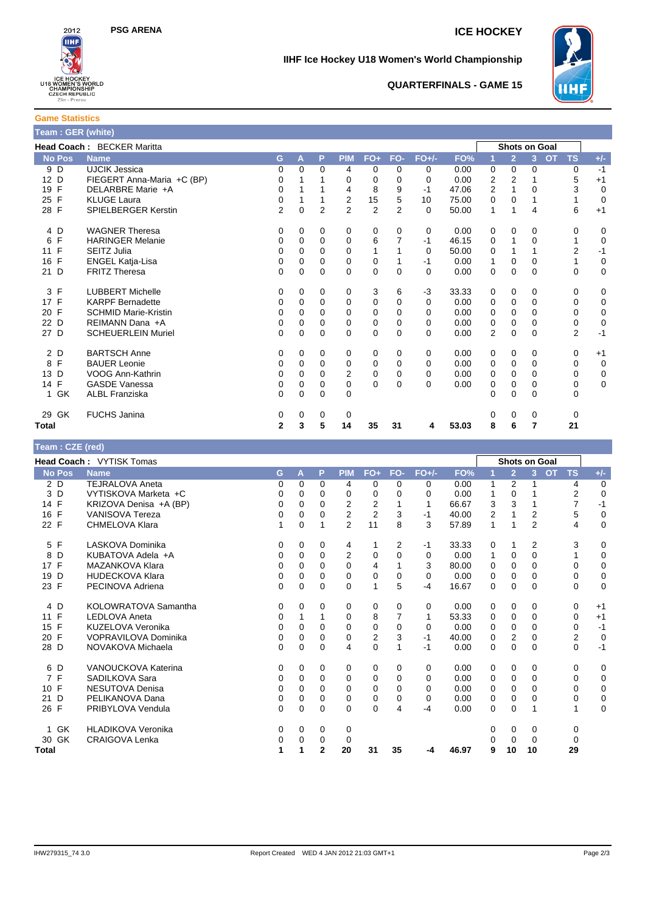**PSG ARENA** **ICE HOCKEY**

**IIHF Ice Hockey U18 Women's World Championship**

**QUARTERFINALS - GAME 15**

## Game Statistics

### Team : GER (white)

**Head Coach :** BECKER Maritta

| No | Pos | Name | G | A | P | PIM | FO+ | FO- | FO+/- | FO% | Shots on Goal 1 | 2 | 3 | OT | TS | +/- |
|---|---|---|---|---|---|---|---|---|---|---|---|---|---|---|---|---|
| 9 | D | UJCIK Jessica | 0 | 0 | 0 | 4 | 0 | 0 | 0 | 0.00 | 0 | 0 | 0 | | 0 | -1 |
| 12 | D | FIEGERT Anna-Maria +C (BP) | 0 | 1 | 1 | 0 | 0 | 0 | 0 | 0.00 | 2 | 2 | 1 | | 5 | +1 |
| 19 | F | DELARBRE Marie +A | 0 | 1 | 1 | 4 | 8 | 9 | -1 | 47.06 | 2 | 1 | 0 | | 3 | 0 |
| 25 | F | KLUGE Laura | 0 | 1 | 1 | 2 | 15 | 5 | 10 | 75.00 | 0 | 0 | 1 | | 1 | 0 |
| 28 | F | SPIELBERGER Kerstin | 2 | 0 | 2 | 2 | 2 | 2 | 0 | 50.00 | 1 | 1 | 4 | | 6 | +1 |
| 4 | D | WAGNER Theresa | 0 | 0 | 0 | 0 | 0 | 0 | 0 | 0.00 | 0 | 0 | 0 | | 0 | 0 |
| 6 | F | HARINGER Melanie | 0 | 0 | 0 | 0 | 6 | 7 | -1 | 46.15 | 0 | 1 | 0 | | 1 | 0 |
| 11 | F | SEITZ Julia | 0 | 0 | 0 | 0 | 1 | 1 | 0 | 50.00 | 0 | 1 | 1 | | 2 | -1 |
| 16 | F | ENGEL Katja-Lisa | 0 | 0 | 0 | 0 | 0 | 1 | -1 | 0.00 | 1 | 0 | 0 | | 1 | 0 |
| 21 | D | FRITZ Theresa | 0 | 0 | 0 | 0 | 0 | 0 | 0 | 0.00 | 0 | 0 | 0 | | 0 | 0 |
| 3 | F | LUBBERT Michelle | 0 | 0 | 0 | 0 | 3 | 6 | -3 | 33.33 | 0 | 0 | 0 | | 0 | 0 |
| 17 | F | KARPF Bernadette | 0 | 0 | 0 | 0 | 0 | 0 | 0 | 0.00 | 0 | 0 | 0 | | 0 | 0 |
| 20 | F | SCHMID Marie-Kristin | 0 | 0 | 0 | 0 | 0 | 0 | 0 | 0.00 | 0 | 0 | 0 | | 0 | 0 |
| 22 | D | REIMANN Dana +A | 0 | 0 | 0 | 0 | 0 | 0 | 0 | 0.00 | 0 | 0 | 0 | | 0 | 0 |
| 27 | D | SCHEUERLEIN Muriel | 0 | 0 | 0 | 0 | 0 | 0 | 0 | 0.00 | 2 | 0 | 0 | | 2 | -1 |
| 2 | D | BARTSCH Anne | 0 | 0 | 0 | 0 | 0 | 0 | 0 | 0.00 | 0 | 0 | 0 | | 0 | +1 |
| 8 | F | BAUER Leonie | 0 | 0 | 0 | 0 | 0 | 0 | 0 | 0.00 | 0 | 0 | 0 | | 0 | 0 |
| 13 | D | VOOG Ann-Kathrin | 0 | 0 | 0 | 2 | 0 | 0 | 0 | 0.00 | 0 | 0 | 0 | | 0 | 0 |
| 14 | F | GASDE Vanessa | 0 | 0 | 0 | 0 | 0 | 0 | 0 | 0.00 | 0 | 0 | 0 | | 0 | 0 |
| 1 | GK | ALBL Franziska | 0 | 0 | 0 | 0 | | | | | 0 | 0 | 0 | | 0 | |
| 29 | GK | FUCHS Janina | 0 | 0 | 0 | 0 | | | | | 0 | 0 | 0 | | 0 | |
| **Total** | | | **2** | **3** | **5** | **14** | **35** | **31** | **4** | **53.03** | **8** | **6** | **7** | | **21** | |

### Team : CZE (red)

**Head Coach :** VYTISK Tomas

| No | Pos | Name | G | A | P | PIM | FO+ | FO- | FO+/- | FO% | Shots on Goal 1 | 2 | 3 | OT | TS | +/- |
|---|---|---|---|---|---|---|---|---|---|---|---|---|---|---|---|---|
| 2 | D | TEJRALOVA Aneta | 0 | 0 | 0 | 4 | 0 | 0 | 0 | 0.00 | 1 | 2 | 1 | | 4 | 0 |
| 3 | D | VYTISKOVA Marketa +C | 0 | 0 | 0 | 0 | 0 | 0 | 0 | 0.00 | 1 | 0 | 1 | | 2 | 0 |
| 14 | F | KRIZOVA Denisa +A (BP) | 0 | 0 | 0 | 2 | 2 | 1 | 1 | 66.67 | 3 | 3 | 1 | | 7 | -1 |
| 16 | F | VANISOVA Tereza | 0 | 0 | 0 | 2 | 2 | 3 | -1 | 40.00 | 2 | 1 | 2 | | 5 | 0 |
| 22 | F | CHMELOVA Klara | 1 | 0 | 1 | 2 | 11 | 8 | 3 | 57.89 | 1 | 1 | 2 | | 4 | 0 |
| 5 | F | LASKOVA Dominika | 0 | 0 | 0 | 4 | 1 | 2 | -1 | 33.33 | 0 | 1 | 2 | | 3 | 0 |
| 8 | D | KUBATOVA Adela +A | 0 | 0 | 0 | 2 | 0 | 0 | 0 | 0.00 | 1 | 0 | 0 | | 1 | 0 |
| 17 | F | MAZANKOVA Klara | 0 | 0 | 0 | 0 | 4 | 1 | 3 | 80.00 | 0 | 0 | 0 | | 0 | 0 |
| 19 | D | HUDECKOVA Klara | 0 | 0 | 0 | 0 | 0 | 0 | 0 | 0.00 | 0 | 0 | 0 | | 0 | 0 |
| 23 | F | PECINOVA Adriena | 0 | 0 | 0 | 0 | 1 | 5 | -4 | 16.67 | 0 | 0 | 0 | | 0 | 0 |
| 4 | D | KOLOWRATOVA Samantha | 0 | 0 | 0 | 0 | 0 | 0 | 0 | 0.00 | 0 | 0 | 0 | | 0 | +1 |
| 11 | F | LEDLOVA Aneta | 0 | 1 | 1 | 0 | 8 | 7 | 1 | 53.33 | 0 | 0 | 0 | | 0 | +1 |
| 15 | F | KUZELOVA Veronika | 0 | 0 | 0 | 0 | 0 | 0 | 0 | 0.00 | 0 | 0 | 0 | | 0 | -1 |
| 20 | F | VOPRAVILOVA Dominika | 0 | 0 | 0 | 0 | 2 | 3 | -1 | 40.00 | 0 | 2 | 0 | | 2 | 0 |
| 28 | D | NOVAKOVA Michaela | 0 | 0 | 0 | 4 | 0 | 1 | -1 | 0.00 | 0 | 0 | 0 | | 0 | -1 |
| 6 | D | VANOUCKOVA Katerina | 0 | 0 | 0 | 0 | 0 | 0 | 0 | 0.00 | 0 | 0 | 0 | | 0 | 0 |
| 7 | F | SADILKOVA Sara | 0 | 0 | 0 | 0 | 0 | 0 | 0 | 0.00 | 0 | 0 | 0 | | 0 | 0 |
| 10 | F | NESUTOVA Denisa | 0 | 0 | 0 | 0 | 0 | 0 | 0 | 0.00 | 0 | 0 | 0 | | 0 | 0 |
| 21 | D | PELIKANOVA Dana | 0 | 0 | 0 | 0 | 0 | 0 | 0 | 0.00 | 0 | 0 | 0 | | 0 | 0 |
| 26 | F | PRIBYLOVA Vendula | 0 | 0 | 0 | 0 | 0 | 4 | -4 | 0.00 | 0 | 0 | 1 | | 1 | 0 |
| 1 | GK | HLADIKOVA Veronika | 0 | 0 | 0 | 0 | | | | | 0 | 0 | 0 | | 0 | |
| 30 | GK | CRAIGOVA Lenka | 0 | 0 | 0 | 0 | | | | | 0 | 0 | 0 | | 0 | |
| **Total** | | | **1** | **1** | **2** | **20** | **31** | **35** | **-4** | **46.97** | **9** | **10** | **10** | | **29** | |

IHW279315_74 3.0 Report Created WED 4 JAN 2012 21:03 GMT+1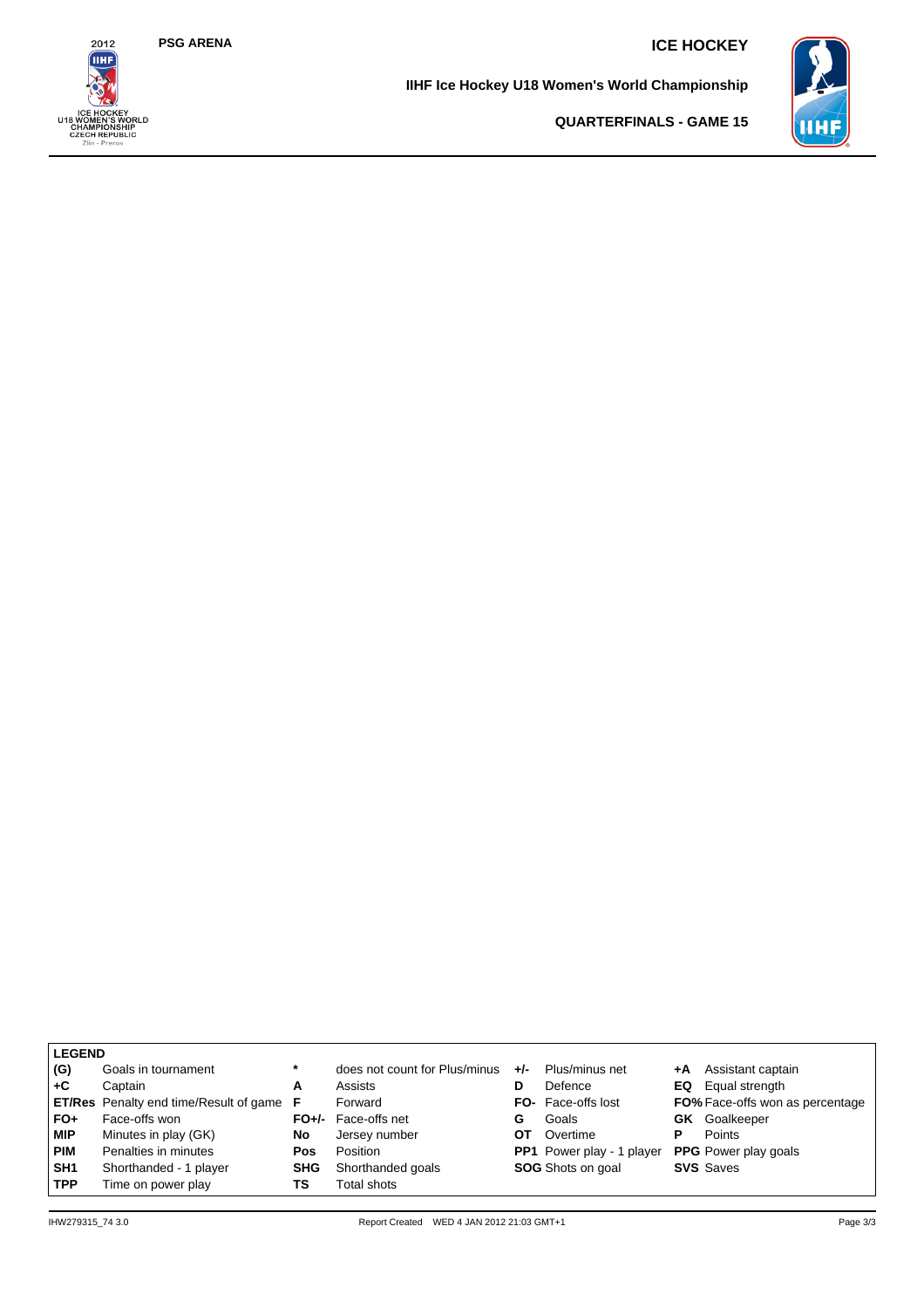PSG ARENA

ICE HOCKEY

IIHF Ice Hockey U18 Women's World Championship

QUARTERFINALS - GAME 15

**LEGEND**

| | | | | | | | |
|---|---|---|---|---|---|---|---|
| **(G)** | Goals in tournament | **\*** | does not count for Plus/minus | **+/-** | Plus/minus net | **+A** | Assistant captain |
| **+C** | Captain | **A** | Assists | **D** | Defence | **EQ** | Equal strength |
| **ET/Res** | Penalty end time/Result of game | **F** | Forward | **FO-** | Face-offs lost | **FO%** | Face-offs won as percentage |
| **FO+** | Face-offs won | **FO+/-** | Face-offs net | **G** | Goals | **GK** | Goalkeeper |
| **MIP** | Minutes in play (GK) | **No** | Jersey number | **OT** | Overtime | **P** | Points |
| **PIM** | Penalties in minutes | **Pos** | Position | **PP1** | Power play - 1 player | **PPG** | Power play goals |
| **SH1** | Shorthanded - 1 player | **SHG** | Shorthanded goals | **SOG** | Shots on goal | **SVS** | Saves |
| **TPP** | Time on power play | **TS** | Total shots | | | | |

IHW279315_74 3.0 Report Created WED 4 JAN 2012 21:03 GMT+1